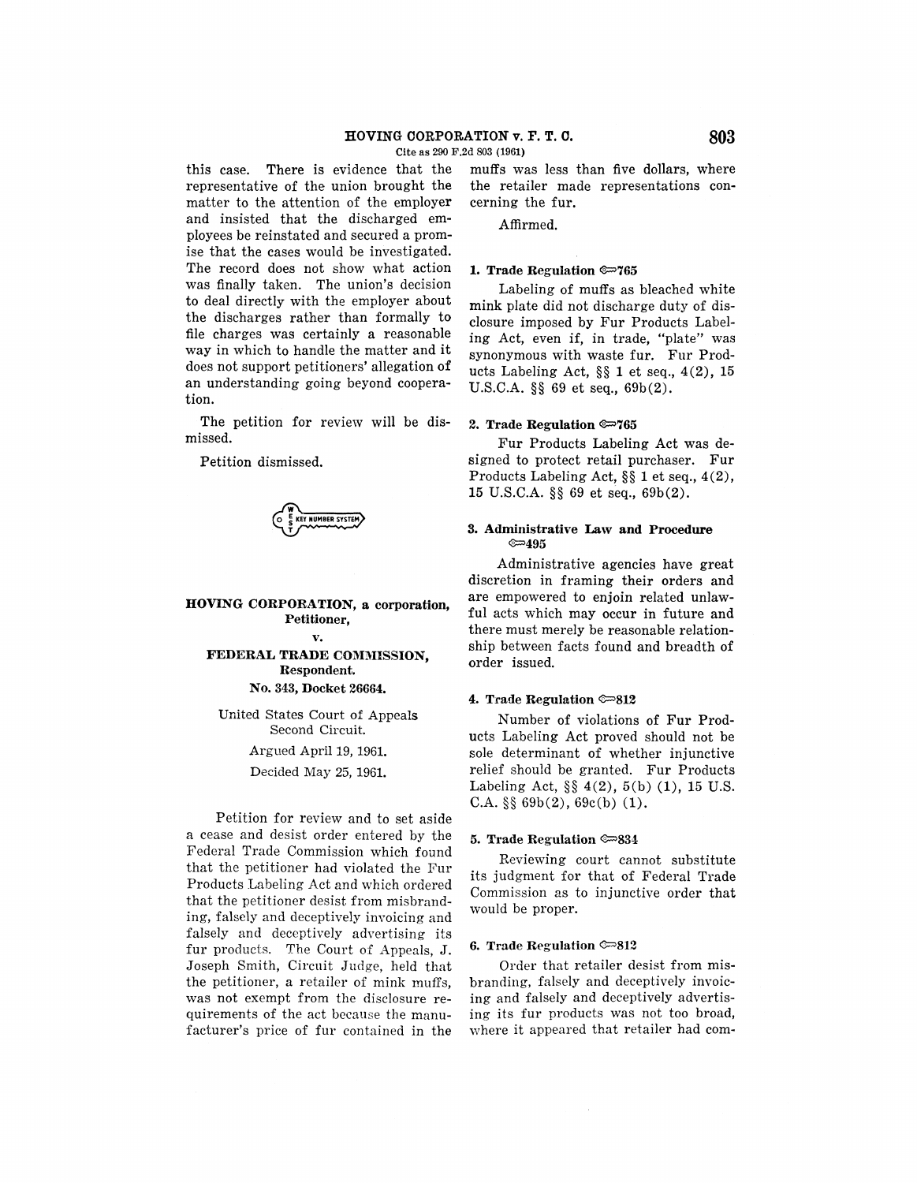this case. There is evidence that the representative of the union brought the matter to the attention of the employer and insisted that the discharged employees be reinstated and secured a promise that the cases would be investigated. The record does not show what action was finally taken. The union's decision to deal directly with the employer about the discharges rather than formally to file charges was certainly a reasonable way in which to handle the matter and it does not support petitioners' allegation of an understanding going beyond cooperation.

The petition for review will be dismissed.

Petition dismissed.

**HOVING CORPORATION, a corporation, Petitioner,**

**v.**

**FEDERAL TRADE COMMISSION, Respondent.**

**No. 343, Docket 26664.**

United States Court of Appeals Second Circuit.

Argued April 19, 1961.

Decided May 25, 1961.

Petition for review and to set aside a cease and desist order entered by the Federal Trade Commission which found that the petitioner had violated the Fur Products Labeling Act and which ordered that the petitioner desist from misbranding, falsely and deceptively invoicing and falsely and deceptively advertising its fur products. The Court of Appeals, J. Joseph Smith, Circuit Judge, held that the petitioner, a retailer of mink muffs, was not exempt from the disclosure requirements of the act because the manufacturer's price of fur contained in the muffs was less than five dollars, where the retailer made representations concerning the fur.

Affirmed.

**1. Trade Regulation ⚷765**

Labeling of muffs as bleached white mink plate did not discharge duty of disclosure imposed by Fur Products Labeling Act, even if, in trade, "plate" was synonymous with waste fur. Fur Products Labeling Act, §§ 1 et seq., 4(2), 15 U.S.C.A. §§ 69 et seq., 69b(2).

**2. Trade Regulation ⚷765**

Fur Products Labeling Act was designed to protect retail purchaser. Fur Products Labeling Act, §§ 1 et seq., 4(2), 15 U.S.C.A. §§ 69 et seq., 69b(2).

**3. Administrative Law and Procedure ⚷495**

Administrative agencies have great discretion in framing their orders and are empowered to enjoin related unlawful acts which may occur in future and there must merely be reasonable relationship between facts found and breadth of order issued.

**4. Trade Regulation ⚷812**

Number of violations of Fur Products Labeling Act proved should not be sole determinant of whether injunctive relief should be granted. Fur Products Labeling Act, §§ 4(2), 5(b) (1), 15 U.S.C.A. §§ 69b(2), 69c(b) (1).

**5. Trade Regulation ⚷834**

Reviewing court cannot substitute its judgment for that of Federal Trade Commission as to injunctive order that would be proper.

**6. Trade Regulation ⚷812**

Order that retailer desist from misbranding, falsely and deceptively invoicing and falsely and deceptively advertising its fur products was not too broad, where it appeared that retailer had com-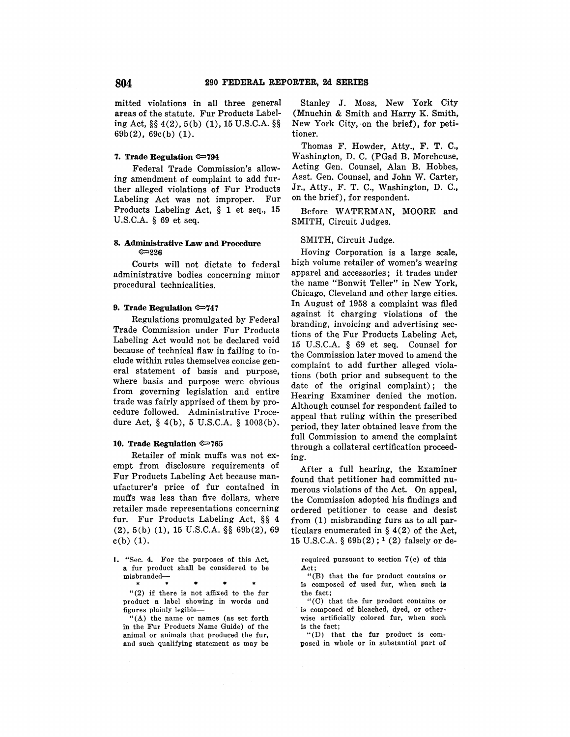mitted violations in all three general areas of the statute. Fur Products Labeling Act, §§ 4(2), 5(b) (1), 15 U.S.C.A. §§ 69b(2), 69c(b) (1).

**7. Trade Regulation ⚖794**

Federal Trade Commission's allowing amendment of complaint to add further alleged violations of Fur Products Labeling Act was not improper. Fur Products Labeling Act, § 1 et seq., 15 U.S.C.A. § 69 et seq.

**8. Administrative Law and Procedure ⚖226**

Courts will not dictate to federal administrative bodies concerning minor procedural technicalities.

**9. Trade Regulation ⚖747**

Regulations promulgated by Federal Trade Commission under Fur Products Labeling Act would not be declared void because of technical flaw in failing to include within rules themselves concise general statement of basis and purpose, where basis and purpose were obvious from governing legislation and entire trade was fairly apprised of them by procedure followed. Administrative Procedure Act, § 4(b), 5 U.S.C.A. § 1003(b).

**10. Trade Regulation ⚖765**

Retailer of mink muffs was not exempt from disclosure requirements of Fur Products Labeling Act because manufacturer's price of fur contained in muffs was less than five dollars, where retailer made representations concerning fur. Fur Products Labeling Act, §§ 4 (2), 5(b) (1), 15 U.S.C.A. §§ 69b(2), 69 c(b) (1).

Stanley J. Moss, New York City (Mnuchin & Smith and Harry K. Smith, New York City, on the brief), for petitioner.

Thomas F. Howder, Atty., F. T. C., Washington, D. C. (PGad B. Morehouse, Acting Gen. Counsel, Alan B. Hobbes, Asst. Gen. Counsel, and John W. Carter, Jr., Atty., F. T. C., Washington, D. C., on the brief), for respondent.

Before WATERMAN, MOORE and SMITH, Circuit Judges.

SMITH, Circuit Judge.

Hoving Corporation is a large scale, high volume retailer of women's wearing apparel and accessories; it trades under the name "Bonwit Teller" in New York, Chicago, Cleveland and other large cities. In August of 1958 a complaint was filed against it charging violations of the branding, invoicing and advertising sections of the Fur Products Labeling Act, 15 U.S.C.A. § 69 et seq. Counsel for the Commission later moved to amend the complaint to add further alleged violations (both prior and subsequent to the date of the original complaint); the Hearing Examiner denied the motion. Although counsel for respondent failed to appeal that ruling within the prescribed period, they later obtained leave from the full Commission to amend the complaint through a collateral certification proceeding.

After a full hearing, the Examiner found that petitioner had committed numerous violations of the Act. On appeal, the Commission adopted his findings and ordered petitioner to cease and desist from (1) misbranding furs as to all particulars enumerated in § 4(2) of the Act, 15 U.S.C.A. § 69b(2);[1] (2) falsely or de-

1. "Sec. 4. For the purposes of this Act, a fur product shall be considered to be misbranded—

\* \* \* \* \*

"(2) if there is not affixed to the fur product a label showing in words and figures plainly legible—

"(A) the name or names (as set forth in the Fur Products Name Guide) of the animal or animals that produced the fur, and such qualifying statement as may be required pursuant to section 7(c) of this Act;

"(B) that the fur product contains or is composed of used fur, when such is the fact;

"(C) that the fur product contains or is composed of bleached, dyed, or otherwise artificially colored fur, when such is the fact;

"(D) that the fur product is composed in whole or in substantial part of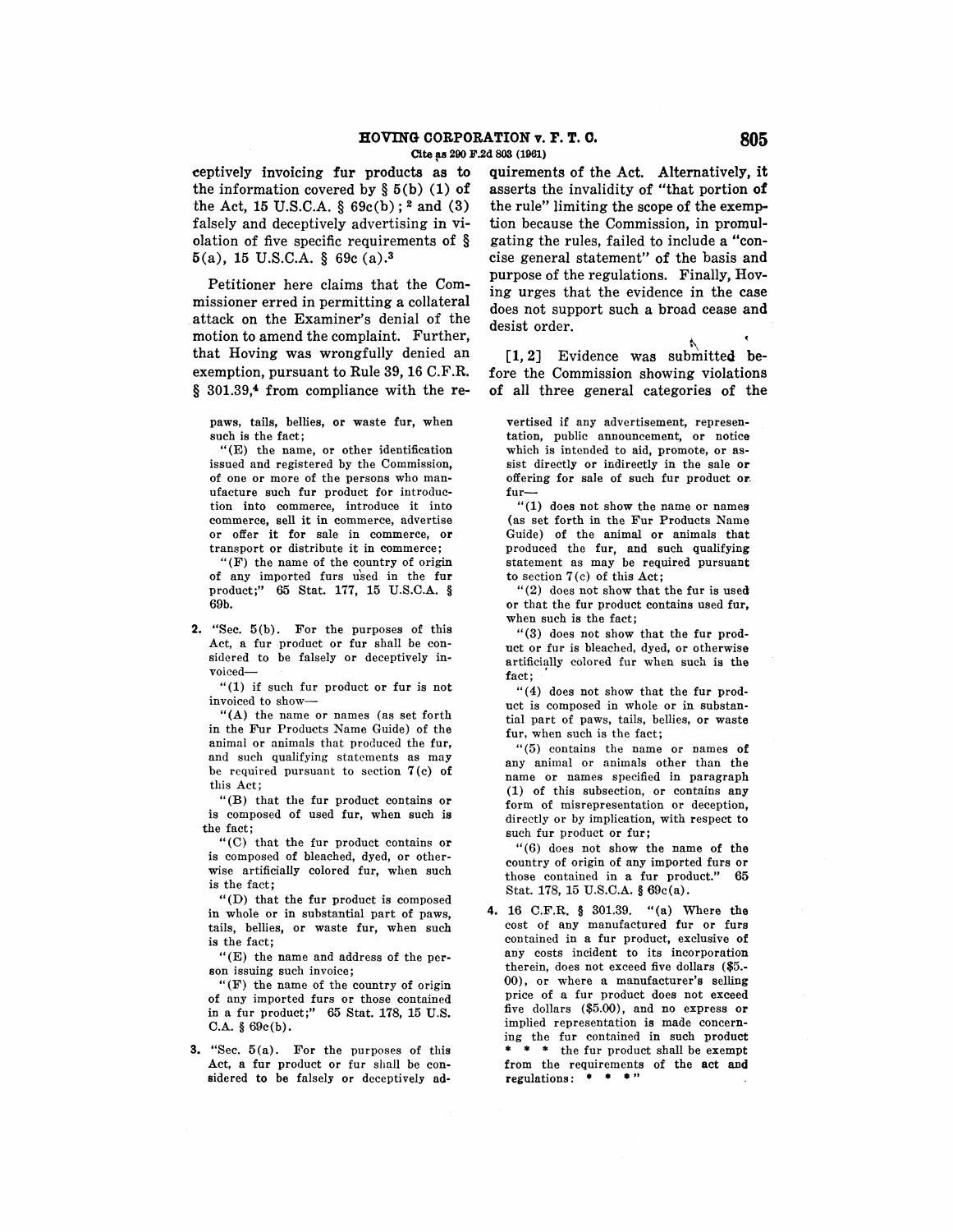ceptively invoicing fur products as to the information covered by § 5(b) (1) of the Act, 15 U.S.C.A. § 69c(b); [2] and (3) falsely and deceptively advertising in violation of five specific requirements of § 5(a), 15 U.S.C.A. § 69c (a).[3]

Petitioner here claims that the Commissioner erred in permitting a collateral attack on the Examiner's denial of the motion to amend the complaint. Further, that Hoving was wrongfully denied an exemption, pursuant to Rule 39, 16 C.F.R. § 301.39,[4] from compliance with the requirements of the Act. Alternatively, it asserts the invalidity of "that portion of the rule" limiting the scope of the exemption because the Commission, in promulgating the rules, failed to include a "concise general statement" of the basis and purpose of the regulations. Finally, Hoving urges that the evidence in the case does not support such a broad cease and desist order.

[1, 2] Evidence was submitted before the Commission showing violations of all three general categories of the

paws, tails, bellies, or waste fur, when such is the fact;

"(E) the name, or other identification issued and registered by the Commission, of one or more of the persons who manufacture such fur product for introduction into commerce, introduce it into commerce, sell it in commerce, advertise or offer it for sale in commerce, or transport or distribute it in commerce;

"(F) the name of the country of origin of any imported furs used in the fur product;" 65 Stat. 177, 15 U.S.C.A. § 69b.

2. "Sec. 5(b). For the purposes of this Act, a fur product or fur shall be considered to be falsely or deceptively invoiced—

"(1) if such fur product or fur is not invoiced to show—

"(A) the name or names (as set forth in the Fur Products Name Guide) of the animal or animals that produced the fur, and such qualifying statements as may be required pursuant to section 7(c) of this Act;

"(B) that the fur product contains or is composed of used fur, when such is the fact;

"(C) that the fur product contains or is composed of bleached, dyed, or otherwise artificially colored fur, when such is the fact;

"(D) that the fur product is composed in whole or in substantial part of paws, tails, bellies, or waste fur, when such is the fact;

"(E) the name and address of the person issuing such invoice;

"(F) the name of the country of origin of any imported furs or those contained in a fur product;" 65 Stat. 178, 15 U.S. C.A. § 69c(b).

3. "Sec. 5(a). For the purposes of this Act, a fur product or fur shall be considered to be falsely or deceptively advertised if any advertisement, representation, public announcement, or notice which is intended to aid, promote, or assist directly or indirectly in the sale or offering for sale of such fur product or fur—

"(1) does not show the name or names (as set forth in the Fur Products Name Guide) of the animal or animals that produced the fur, and such qualifying statement as may be required pursuant to section 7(c) of this Act;

"(2) does not show that the fur is used or that the fur product contains used fur, when such is the fact;

"(3) does not show that the fur product or fur is bleached, dyed, or otherwise artificially colored fur when such is the fact;

"(4) does not show that the fur product is composed in whole or in substantial part of paws, tails, bellies, or waste fur, when such is the fact;

"(5) contains the name or names of any animal or animals other than the name or names specified in paragraph (1) of this subsection, or contains any form of misrepresentation or deception, directly or by implication, with respect to such fur product or fur;

"(6) does not show the name of the country of origin of any imported furs or those contained in a fur product." 65 Stat. 178, 15 U.S.C.A. § 69c(a).

4. 16 C.F.R. § 301.39. "(a) Where the cost of any manufactured fur or furs contained in a fur product, exclusive of any costs incident to its incorporation therein, does not exceed five dollars ($5.00), or where a manufacturer's selling price of a fur product does not exceed five dollars ($5.00), and no express or implied representation is made concerning the fur contained in such product * * * the fur product shall be exempt from the requirements of the act and regulations: * * *"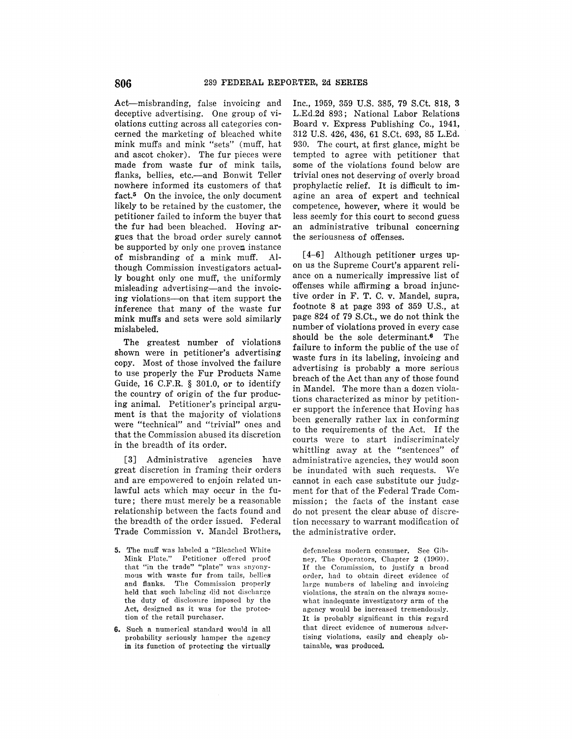Act—misbranding, false invoicing and deceptive advertising. One group of violations cutting across all categories concerned the marketing of bleached white mink muffs and mink "sets" (muff, hat and ascot choker). The fur pieces were made from waste fur of mink tails, flanks, bellies, etc.—and Bonwit Teller nowhere informed its customers of that fact.[5] On the invoice, the only document likely to be retained by the customer, the petitioner failed to inform the buyer that the fur had been bleached. Hoving argues that the broad order surely cannot be supported by only one proven instance of misbranding of a mink muff. Although Commission investigators actually bought only one muff, the uniformly misleading advertising—and the invoicing violations—on that item support the inference that many of the waste fur mink muffs and sets were sold similarly mislabeled.

The greatest number of violations shown were in petitioner's advertising copy. Most of those involved the failure to use properly the Fur Products Name Guide, 16 C.F.R. § 301.0, or to identify the country of origin of the fur producing animal. Petitioner's principal argument is that the majority of violations were "technical" and "trivial" ones and that the Commission abused its discretion in the breadth of its order.

[3] Administrative agencies have great discretion in framing their orders and are empowered to enjoin related unlawful acts which may occur in the future; there must merely be a reasonable relationship between the facts found and the breadth of the order issued. Federal Trade Commission v. Mandel Brothers, Inc., 1959, 359 U.S. 385, 79 S.Ct. 818, 3 L.Ed.2d 893; National Labor Relations Board v. Express Publishing Co., 1941, 312 U.S. 426, 436, 61 S.Ct. 693, 85 L.Ed. 930. The court, at first glance, might be tempted to agree with petitioner that some of the violations found below are trivial ones not deserving of overly broad prophylactic relief. It is difficult to imagine an area of expert and technical competence, however, where it would be less seemly for this court to second guess an administrative tribunal concerning the seriousness of offenses.

[4-6] Although petitioner urges upon us the Supreme Court's apparent reliance on a numerically impressive list of offenses while affirming a broad injunctive order in F. T. C. v. Mandel, supra, footnote 8 at page 393 of 359 U.S., at page 824 of 79 S.Ct., we do not think the number of violations proved in every case should be the sole determinant.[6] The failure to inform the public of the use of waste furs in its labeling, invoicing and advertising is probably a more serious breach of the Act than any of those found in Mandel. The more than a dozen violations characterized as minor by petitioner support the inference that Hoving has been generally rather lax in conforming to the requirements of the Act. If the courts were to start indiscriminately whittling away at the "sentences" of administrative agencies, they would soon be inundated with such requests. We cannot in each case substitute our judgment for that of the Federal Trade Commission; the facts of the instant case do not present the clear abuse of discretion necessary to warrant modification of the administrative order.

5. The muff was labeled a "Bleached White Mink Plate." Petitioner offered proof that "in the trade" "plate" was synonymous with waste fur from tails, bellies and flanks. The Commission properly held that such labeling did not discharge the duty of disclosure imposed by the Act, designed as it was for the protection of the retail purchaser.

6. Such a numerical standard would in all probability seriously hamper the agency in its function of protecting the virtually defenseless modern consumer. See Gibney, The Operators, Chapter 2 (1960). If the Commission, to justify a broad order, had to obtain direct evidence of large numbers of labeling and invoicing violations, the strain on the always somewhat inadequate investigatory arm of the agency would be increased tremendously. It is probably significant in this regard that direct evidence of numerous advertising violations, easily and cheaply obtainable, was produced.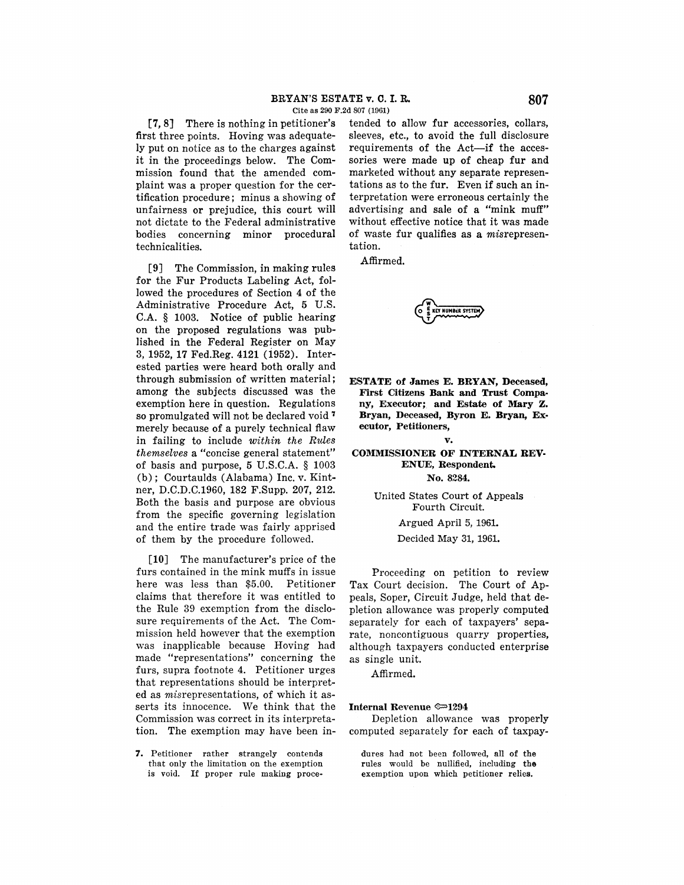[7, 8] There is nothing in petitioner's first three points. Hoving was adequately put on notice as to the charges against it in the proceedings below. The Commission found that the amended complaint was a proper question for the certification procedure; minus a showing of unfairness or prejudice, this court will not dictate to the Federal administrative bodies concerning minor procedural technicalities.

[9] The Commission, in making rules for the Fur Products Labeling Act, followed the procedures of Section 4 of the Administrative Procedure Act, 5 U.S.C.A. § 1003. Notice of public hearing on the proposed regulations was published in the Federal Register on May 3, 1952, 17 Fed.Reg. 4121 (1952). Interested parties were heard both orally and through submission of written material; among the subjects discussed was the exemption here in question. Regulations so promulgated will not be declared void [7] merely because of a purely technical flaw in failing to include *within the Rules themselves* a "concise general statement" of basis and purpose, 5 U.S.C.A. § 1003 (b); Courtaulds (Alabama) Inc. v. Kintner, D.C.D.C.1960, 182 F.Supp. 207, 212. Both the basis and purpose are obvious from the specific governing legislation and the entire trade was fairly apprised of them by the procedure followed.

[10] The manufacturer's price of the furs contained in the mink muffs in issue here was less than $5.00. Petitioner claims that therefore it was entitled to the Rule 39 exemption from the disclosure requirements of the Act. The Commission held however that the exemption was inapplicable because Hoving had made "representations" concerning the furs, supra footnote 4. Petitioner urges that representations should be interpreted as *mis*representations, of which it asserts its innocence. We think that the Commission was correct in its interpretation. The exemption may have been intended to allow fur accessories, collars, sleeves, etc., to avoid the full disclosure requirements of the Act—if the accessories were made up of cheap fur and marketed without any separate representations as to the fur. Even if such an interpretation were erroneous certainly the advertising and sale of a "mink muff" without effective notice that it was made of waste fur qualifies as a *mis*representation.

Affirmed.

7. Petitioner rather strangely contends that only the limitation on the exemption is void. If proper rule making procedures had not been followed, all of the rules would be nullified, including the exemption upon which petitioner relies.

---

**ESTATE of James E. BRYAN, Deceased, First Citizens Bank and Trust Company, Executor; and Estate of Mary Z. Bryan, Deceased, Byron E. Bryan, Executor, Petitioners,**

**v.**

**COMMISSIONER OF INTERNAL REVENUE, Respondent.**

**No. 8284.**

United States Court of Appeals Fourth Circuit.

Argued April 5, 1961.

Decided May 31, 1961.

Proceeding on petition to review Tax Court decision. The Court of Appeals, Soper, Circuit Judge, held that depletion allowance was properly computed separately for each of taxpayers' separate, noncontiguous quarry properties, although taxpayers conducted enterprise as single unit.

Affirmed.

**Internal Revenue ⟹1294**

Depletion allowance was properly computed separately for each of taxpay-